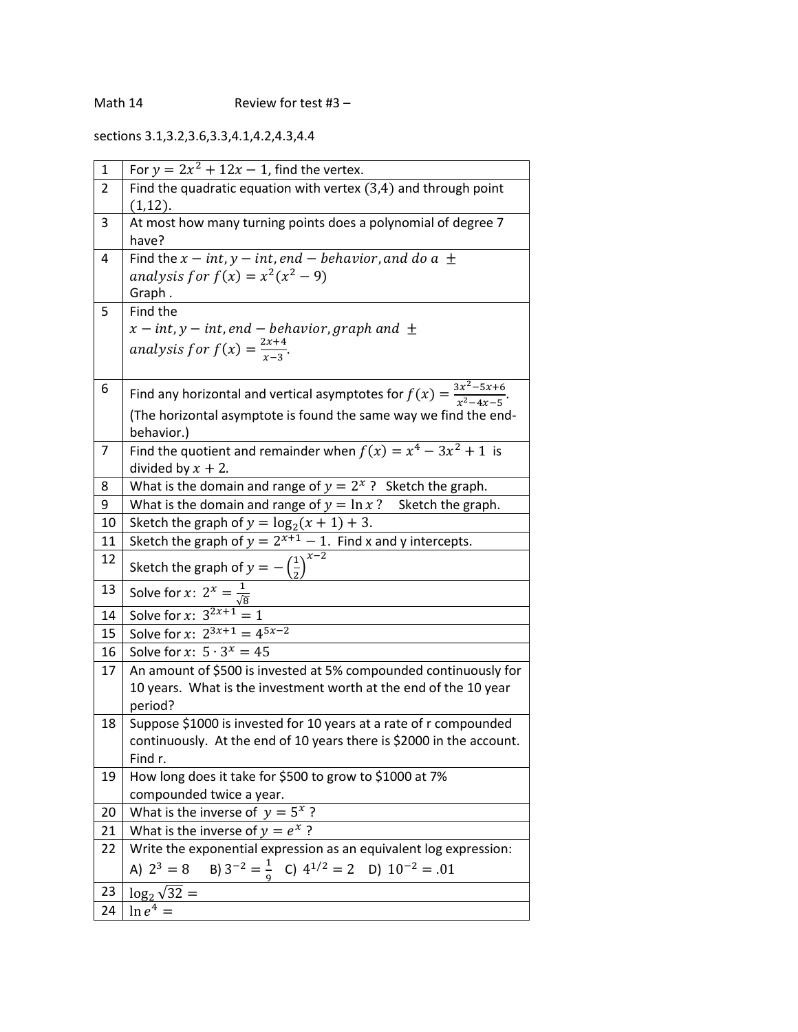Math 14 Review for test #3 –

sections 3.1,3.2,3.6,3.3,4.1,4.2,4.3,4.4

| | |
|---|---|
| 1 | For $y = 2x^2 + 12x - 1$, find the vertex. |
| 2 | Find the quadratic equation with vertex $(3,4)$ and through point $(1,12)$. |
| 3 | At most how many turning points does a polynomial of degree 7 have? |
| 4 | Find the $x-int, y-int, end-behavior, and\ do\ a\ \pm\ analysis\ for\ f(x) = x^2(x^2 - 9)$ Graph . |
| 5 | Find the $x-int, y-int, end-behavior, graph\ and\ \pm\ analysis\ for\ f(x) = \frac{2x+4}{x-3}$. |
| 6 | Find any horizontal and vertical asymptotes for $f(x) = \frac{3x^2-5x+6}{x^2-4x-5}$. (The horizontal asymptote is found the same way we find the end-behavior.) |
| 7 | Find the quotient and remainder when $f(x) = x^4 - 3x^2 + 1$ is divided by $x + 2$. |
| 8 | What is the domain and range of $y = 2^x$ ? Sketch the graph. |
| 9 | What is the domain and range of $y = \ln x$ ? Sketch the graph. |
| 10 | Sketch the graph of $y = \log_2(x + 1) + 3$. |
| 11 | Sketch the graph of $y = 2^{x+1} - 1$. Find x and y intercepts. |
| 12 | Sketch the graph of $y = -\left(\frac{1}{2}\right)^{x-2}$ |
| 13 | Solve for $x$: $2^x = \frac{1}{\sqrt{8}}$ |
| 14 | Solve for $x$: $3^{2x+1} = 1$ |
| 15 | Solve for $x$: $2^{3x+1} = 4^{5x-2}$ |
| 16 | Solve for $x$: $5 \cdot 3^x = 45$ |
| 17 | An amount of \$500 is invested at 5% compounded continuously for 10 years. What is the investment worth at the end of the 10 year period? |
| 18 | Suppose \$1000 is invested for 10 years at a rate of r compounded continuously. At the end of 10 years there is \$2000 in the account. Find r. |
| 19 | How long does it take for \$500 to grow to \$1000 at 7% compounded twice a year. |
| 20 | What is the inverse of $y = 5^x$ ? |
| 21 | What is the inverse of $y = e^x$ ? |
| 22 | Write the exponential expression as an equivalent log expression: A) $2^3 = 8$ B) $3^{-2} = \frac{1}{9}$ C) $4^{1/2} = 2$ D) $10^{-2} = .01$ |
| 23 | $\log_2 \sqrt{32} =$ |
| 24 | $\ln e^4 =$ |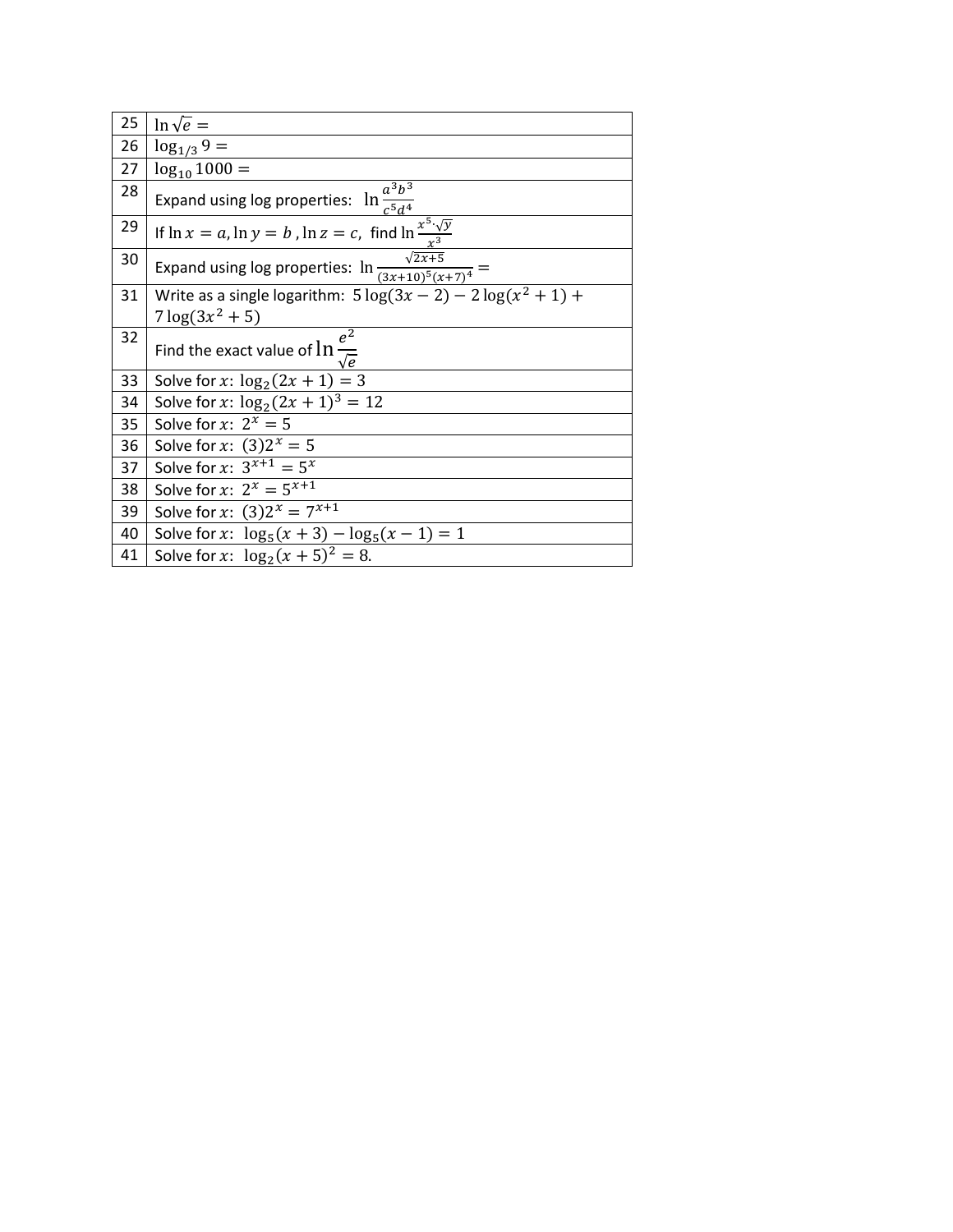| | |
|---|---|
| 25 | $\ln\sqrt{e} =$ |
| 26 | $\log_{1/3} 9 =$ |
| 27 | $\log_{10} 1000 =$ |
| 28 | Expand using log properties: $\ln\frac{a^3b^3}{c^5d^4}$ |
| 29 | If $\ln x = a, \ln y = b$ , $\ln z = c$, find $\ln\frac{x^5 \cdot \sqrt{y}}{x^3}$ |
| 30 | Expand using log properties: $\ln\frac{\sqrt{2x+5}}{(3x+10)^5(x+7)^4} =$ |
| 31 | Write as a single logarithm: $5\log(3x-2) - 2\log(x^2+1) + 7\log(3x^2+5)$ |
| 32 | Find the exact value of $\ln\frac{e^2}{\sqrt{e}}$ |
| 33 | Solve for $x$: $\log_2(2x+1) = 3$ |
| 34 | Solve for $x$: $\log_2(2x+1)^3 = 12$ |
| 35 | Solve for $x$: $2^x = 5$ |
| 36 | Solve for $x$: $(3)2^x = 5$ |
| 37 | Solve for $x$: $3^{x+1} = 5^x$ |
| 38 | Solve for $x$: $2^x = 5^{x+1}$ |
| 39 | Solve for $x$: $(3)2^x = 7^{x+1}$ |
| 40 | Solve for $x$: $\log_5(x+3) - \log_5(x-1) = 1$ |
| 41 | Solve for $x$: $\log_2(x+5)^2 = 8.$ |